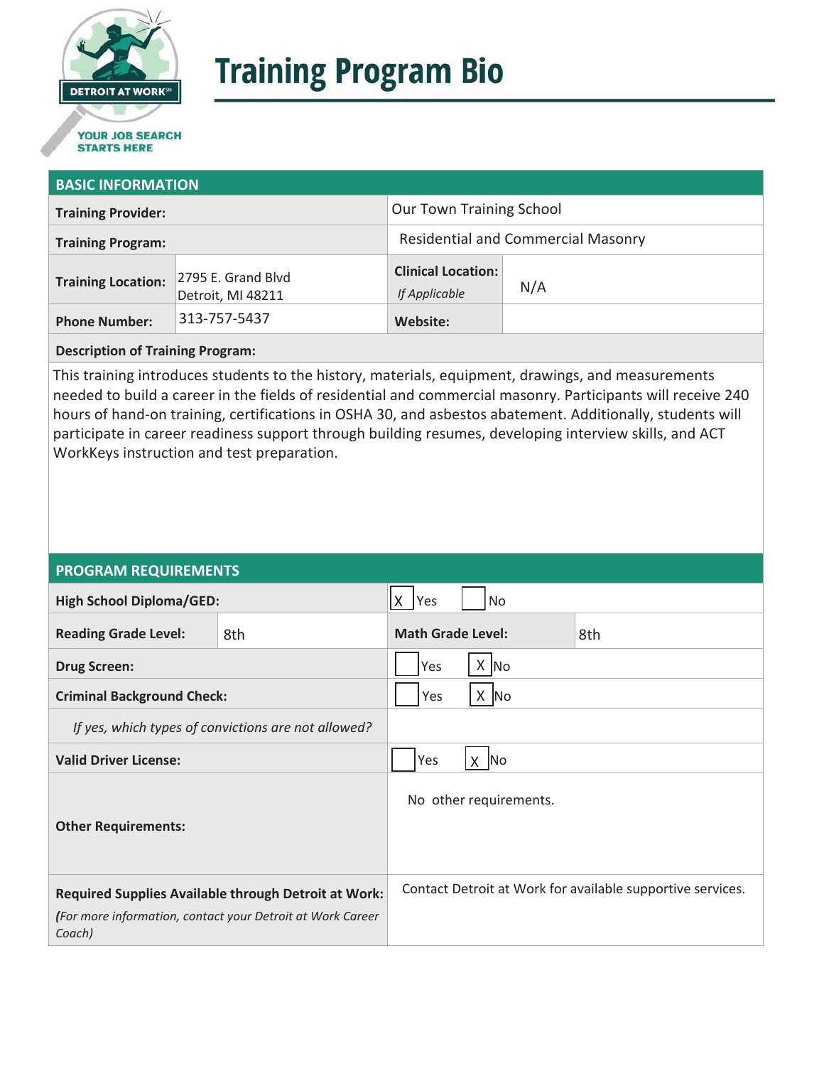# Training Program Bio

## BASIC INFORMATION

| | | | |
|---|---|---|---|
| **Training Provider:** | | Our Town Training School | |
| **Training Program:** | | Residential and Commercial Masonry | |
| **Training Location:** | 2795 E. Grand Blvd Detroit, MI 48211 | **Clinical Location:** *If Applicable* | N/A |
| **Phone Number:** | 313-757-5437 | **Website:** | |

**Description of Training Program:**

This training introduces students to the history, materials, equipment, drawings, and measurements needed to build a career in the fields of residential and commercial masonry. Participants will receive 240 hours of hand-on training, certifications in OSHA 30, and asbestos abatement. Additionally, students will participate in career readiness support through building resumes, developing interview skills, and ACT WorkKeys instruction and test preparation.

## PROGRAM REQUIREMENTS

| | | | |
|---|---|---|---|
| **High School Diploma/GED:** | | [X] Yes [ ] No | |
| **Reading Grade Level:** | 8th | **Math Grade Level:** | 8th |
| **Drug Screen:** | | [ ] Yes [X] No | |
| **Criminal Background Check:** | | [ ] Yes [X] No | |
| *If yes, which types of convictions are not allowed?* | | | |
| **Valid Driver License:** | | [ ] Yes [X] No | |
| **Other Requirements:** | | No other requirements. | |
| **Required Supplies Available through Detroit at Work:** *(For more information, contact your Detroit at Work Career Coach)* | | Contact Detroit at Work for available supportive services. | |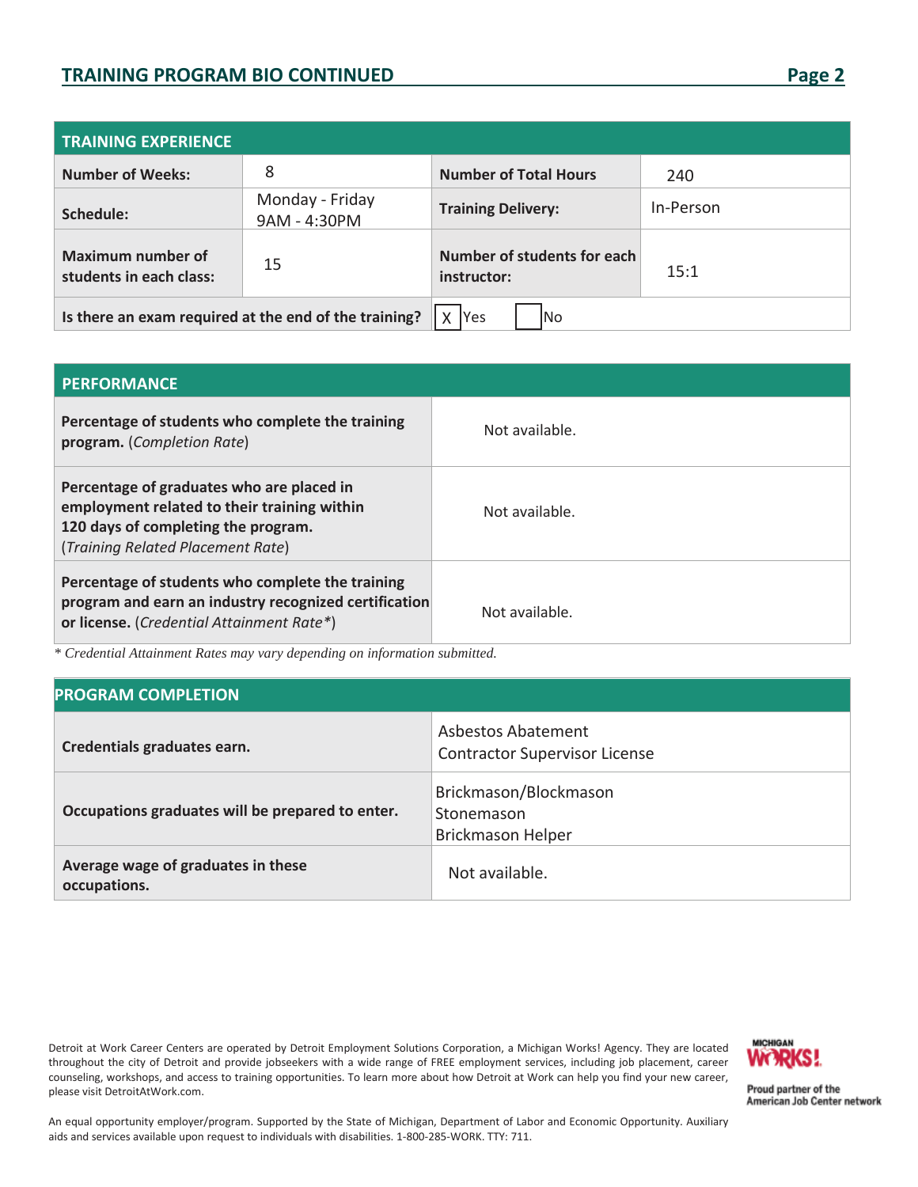## TRAINING PROGRAM BIO CONTINUED

| TRAINING EXPERIENCE | | | |
|---|---|---|---|
| **Number of Weeks:** | 8 | **Number of Total Hours** | 240 |
| **Schedule:** | Monday - Friday<br>9AM - 4:30PM | **Training Delivery:** | In-Person |
| **Maximum number of students in each class:** | 15 | **Number of students for each instructor:** | 15:1 |
| **Is there an exam required at the end of the training?** | | [X] Yes [ ] No | |

| PERFORMANCE | |
|---|---|
| **Percentage of students who complete the training program.** (*Completion Rate*) | Not available. |
| **Percentage of graduates who are placed in employment related to their training within 120 days of completing the program.** (*Training Related Placement Rate*) | Not available. |
| **Percentage of students who complete the training program and earn an industry recognized certification or license.** (*Credential Attainment Rate\**) | Not available. |

*\* Credential Attainment Rates may vary depending on information submitted.*

| PROGRAM COMPLETION | |
|---|---|
| **Credentials graduates earn.** | Asbestos Abatement<br>Contractor Supervisor License |
| **Occupations graduates will be prepared to enter.** | Brickmason/Blockmason<br>Stonemason<br>Brickmason Helper |
| **Average wage of graduates in these occupations.** | Not available. |

Detroit at Work Career Centers are operated by Detroit Employment Solutions Corporation, a Michigan Works! Agency. They are located throughout the city of Detroit and provide jobseekers with a wide range of FREE employment services, including job placement, career counseling, workshops, and access to training opportunities. To learn more about how Detroit at Work can help you find your new career, please visit DetroitAtWork.com.

MICHIGAN WORKS!
Proud partner of the American Job Center network

An equal opportunity employer/program. Supported by the State of Michigan, Department of Labor and Economic Opportunity. Auxiliary aids and services available upon request to individuals with disabilities. 1-800-285-WORK. TTY: 711.